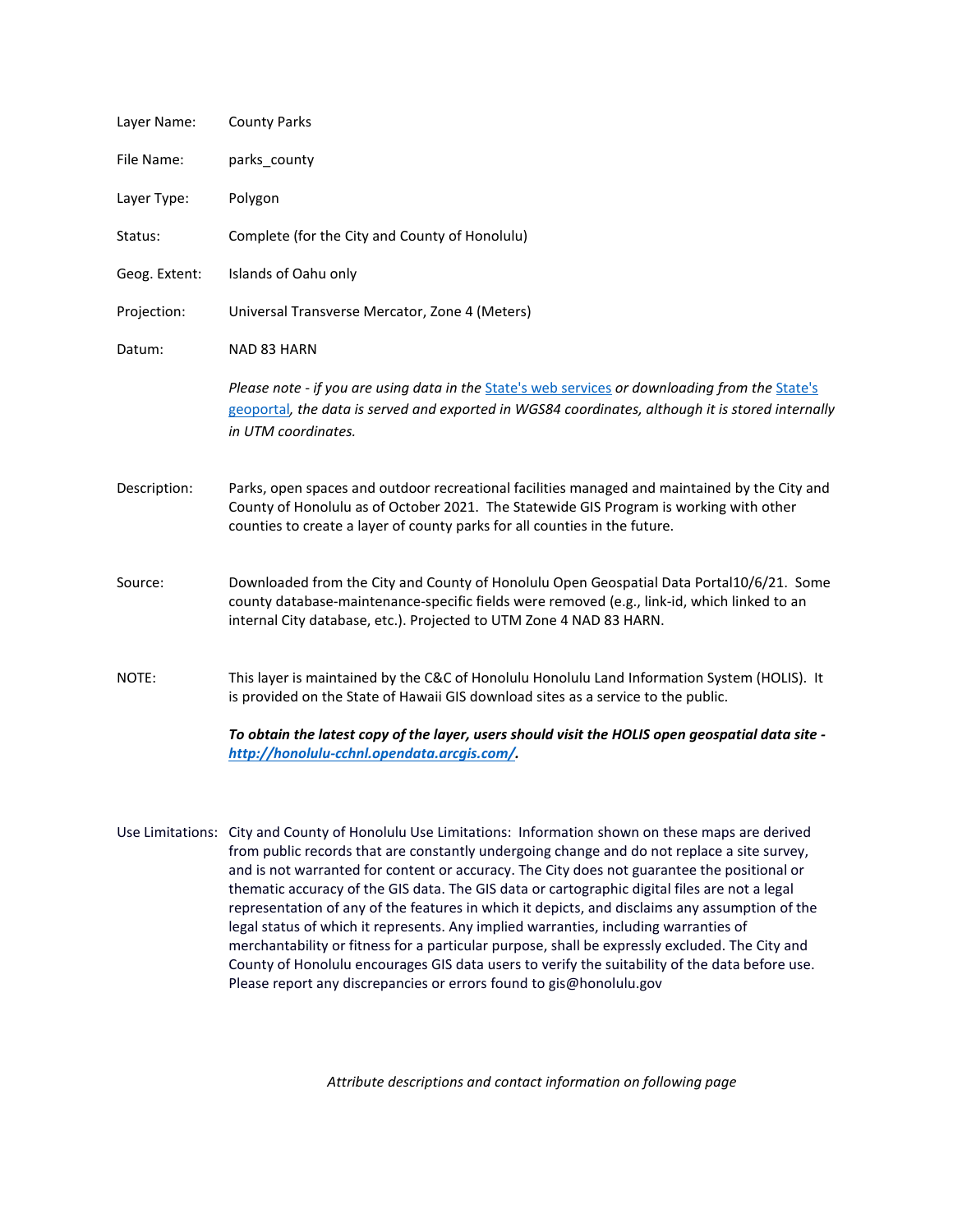Layer Name: County Parks

File Name: parks_county

Layer Type: Polygon

Status: Complete (for the City and County of Honolulu)

Geog. Extent: Islands of Oahu only

Projection: Universal Transverse Mercator, Zone 4 (Meters)

Datum: NAD 83 HARN

*Please note - if you are using data in the [State's web services](#) or downloading from the [State's geoportal](#), the data is served and exported in WGS84 coordinates, although it is stored internally in UTM coordinates.*

Description: Parks, open spaces and outdoor recreational facilities managed and maintained by the City and County of Honolulu as of October 2021. The Statewide GIS Program is working with other counties to create a layer of county parks for all counties in the future.

Source: Downloaded from the City and County of Honolulu Open Geospatial Data Portal10/6/21. Some county database-maintenance-specific fields were removed (e.g., link-id, which linked to an internal City database, etc.). Projected to UTM Zone 4 NAD 83 HARN.

NOTE: This layer is maintained by the C&C of Honolulu Honolulu Land Information System (HOLIS). It is provided on the State of Hawaii GIS download sites as a service to the public.

***To obtain the latest copy of the layer, users should visit the HOLIS open geospatial data site - [http://honolulu-cchnl.opendata.arcgis.com/](http://honolulu-cchnl.opendata.arcgis.com/).***

Use Limitations: City and County of Honolulu Use Limitations: Information shown on these maps are derived from public records that are constantly undergoing change and do not replace a site survey, and is not warranted for content or accuracy. The City does not guarantee the positional or thematic accuracy of the GIS data. The GIS data or cartographic digital files are not a legal representation of any of the features in which it depicts, and disclaims any assumption of the legal status of which it represents. Any implied warranties, including warranties of merchantability or fitness for a particular purpose, shall be expressly excluded. The City and County of Honolulu encourages GIS data users to verify the suitability of the data before use. Please report any discrepancies or errors found to gis@honolulu.gov

*Attribute descriptions and contact information on following page*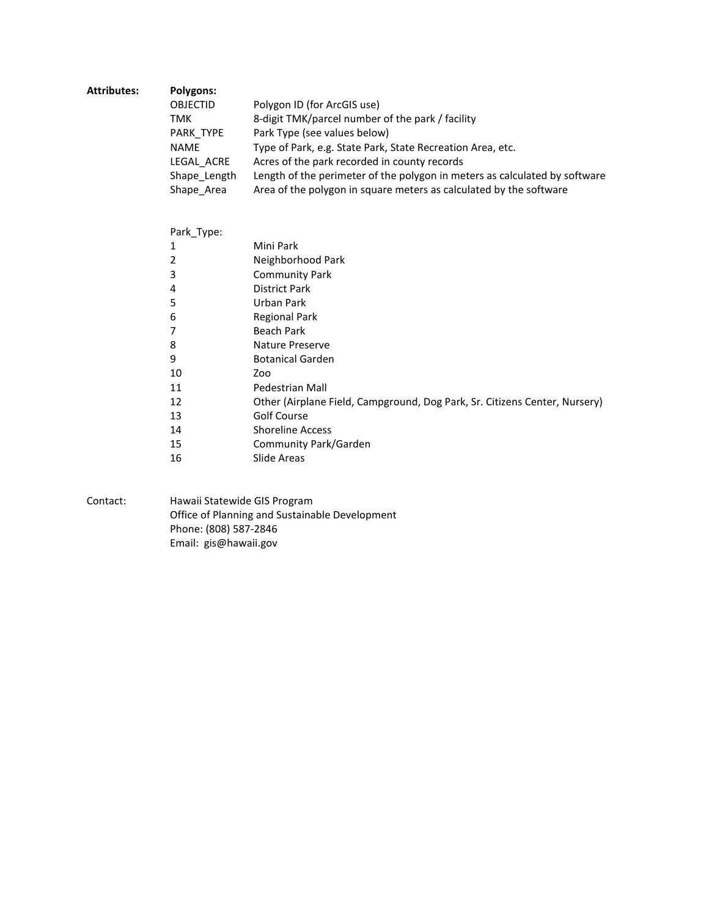**Attributes:** **Polygons:**

| | |
|---|---|
| OBJECTID | Polygon ID (for ArcGIS use) |
| TMK | 8-digit TMK/parcel number of the park / facility |
| PARK_TYPE | Park Type (see values below) |
| NAME | Type of Park, e.g. State Park, State Recreation Area, etc. |
| LEGAL_ACRE | Acres of the park recorded in county records |
| Shape_Length | Length of the perimeter of the polygon in meters as calculated by software |
| Shape_Area | Area of the polygon in square meters as calculated by the software |

Park_Type:

| | |
|---|---|
| 1 | Mini Park |
| 2 | Neighborhood Park |
| 3 | Community Park |
| 4 | District Park |
| 5 | Urban Park |
| 6 | Regional Park |
| 7 | Beach Park |
| 8 | Nature Preserve |
| 9 | Botanical Garden |
| 10 | Zoo |
| 11 | Pedestrian Mall |
| 12 | Other (Airplane Field, Campground, Dog Park, Sr. Citizens Center, Nursery) |
| 13 | Golf Course |
| 14 | Shoreline Access |
| 15 | Community Park/Garden |
| 16 | Slide Areas |

Contact:

Hawaii Statewide GIS Program
Office of Planning and Sustainable Development
Phone: (808) 587-2846
Email: gis@hawaii.gov